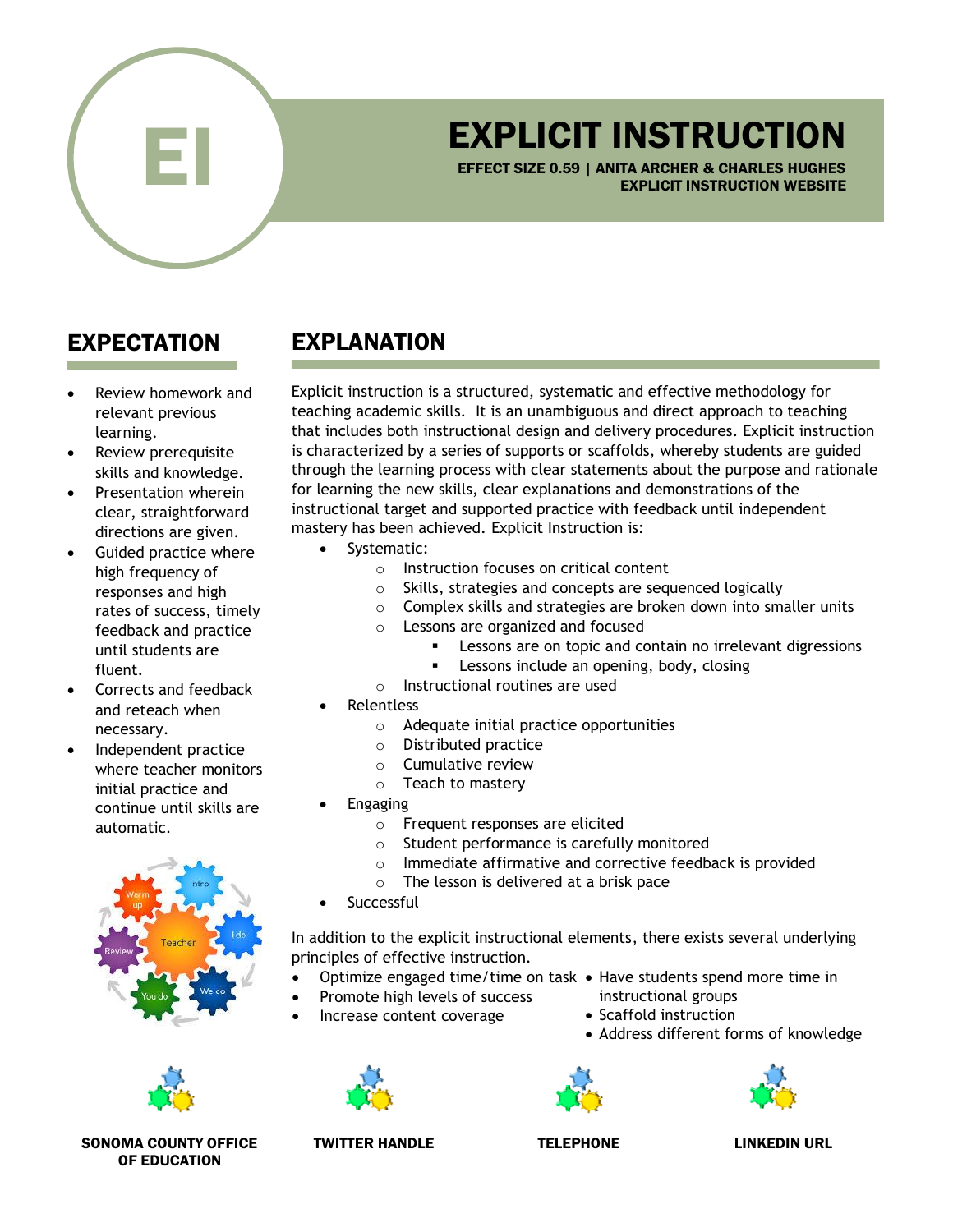# EI

# EXPLICIT INSTRUCTION

**EFFECT SIZE 0.59 | ANITA ARCHER & CHARLES HUGHES**
**EXPLICIT INSTRUCTION WEBSITE**

## EXPECTATION

- Review homework and relevant previous learning.
- Review prerequisite skills and knowledge.
- Presentation wherein clear, straightforward directions are given.
- Guided practice where high frequency of responses and high rates of success, timely feedback and practice until students are fluent.
- Corrects and feedback and reteach when necessary.
- Independent practice where teacher monitors initial practice and continue until skills are automatic.

## EXPLANATION

Explicit instruction is a structured, systematic and effective methodology for teaching academic skills. It is an unambiguous and direct approach to teaching that includes both instructional design and delivery procedures. Explicit instruction is characterized by a series of supports or scaffolds, whereby students are guided through the learning process with clear statements about the purpose and rationale for learning the new skills, clear explanations and demonstrations of the instructional target and supported practice with feedback until independent mastery has been achieved. Explicit Instruction is:

- Systematic:
  - Instruction focuses on critical content
  - Skills, strategies and concepts are sequenced logically
  - Complex skills and strategies are broken down into smaller units
  - Lessons are organized and focused
    - Lessons are on topic and contain no irrelevant digressions
    - Lessons include an opening, body, closing
  - Instructional routines are used
- Relentless
  - Adequate initial practice opportunities
  - Distributed practice
  - Cumulative review
  - Teach to mastery
- Engaging
  - Frequent responses are elicited
  - Student performance is carefully monitored
  - Immediate affirmative and corrective feedback is provided
  - The lesson is delivered at a brisk pace
- Successful

In addition to the explicit instructional elements, there exists several underlying principles of effective instruction.

- Optimize engaged time/time on task
- Promote high levels of success
- Increase content coverage
- Have students spend more time in instructional groups
- Scaffold instruction
- Address different forms of knowledge

**SONOMA COUNTY OFFICE OF EDUCATION** | **TWITTER HANDLE** | **TELEPHONE** | **LINKEDIN URL**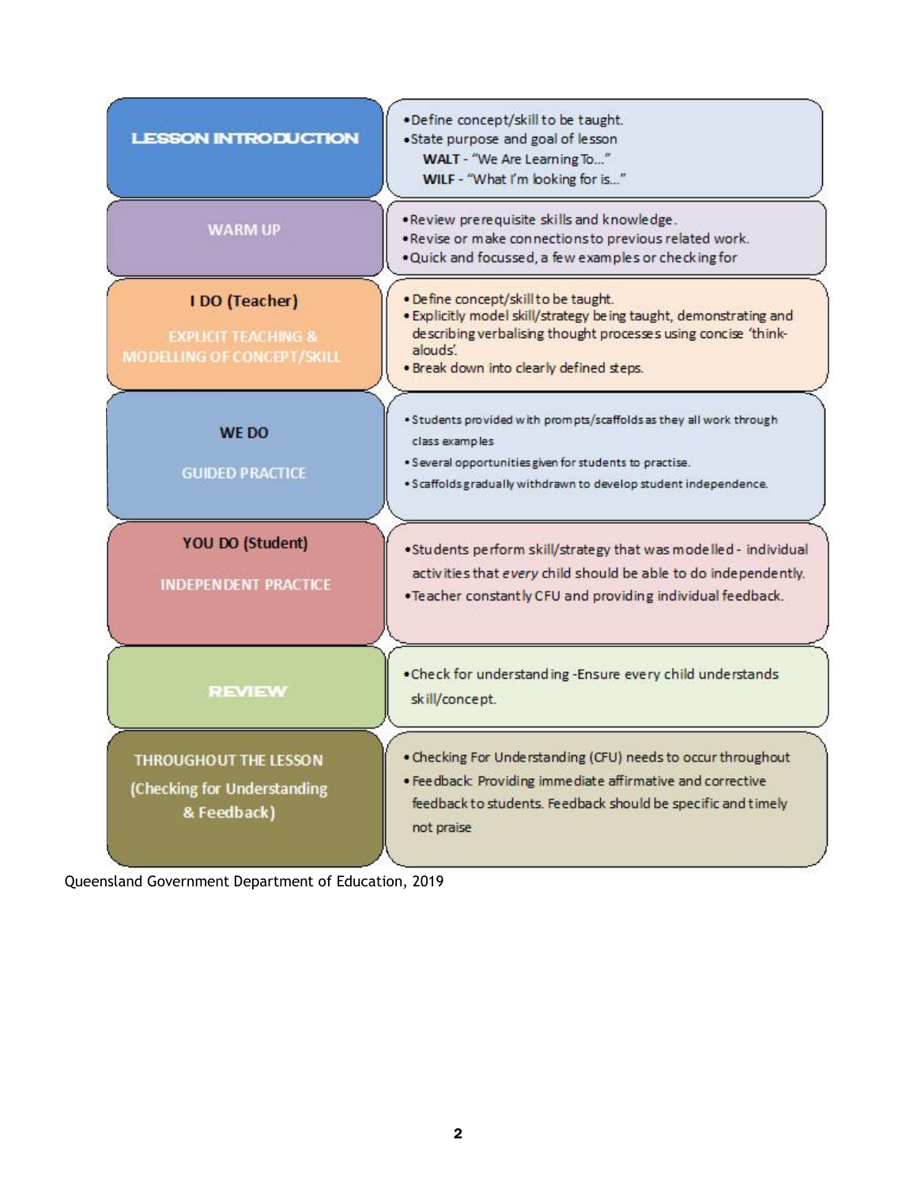| | |
|---|---|
| **LESSON INTRODUCTION** | •Define concept/skill to be taught.<br>•State purpose and goal of lesson<br>**WALT** - "We Are Learning To..."<br>**WILF** - "What I'm looking for is..." |
| **WARM UP** | •Review prerequisite skills and knowledge.<br>•Revise or make connections to previous related work.<br>•Quick and focussed, a few examples or checking for |
| **I DO (Teacher)**<br>EXPLICIT TEACHING & MODELLING OF CONCEPT/SKILL | • Define concept/skill to be taught.<br>• Explicitly model skill/strategy being taught, demonstrating and describing verbalising thought processes using concise 'think-alouds'.<br>• Break down into clearly defined steps. |
| **WE DO**<br>GUIDED PRACTICE | • Students provided with prompts/scaffolds as they all work through class examples<br>• Several opportunities given for students to practise.<br>• Scaffolds gradually withdrawn to develop student independence. |
| **YOU DO (Student)**<br>INDEPENDENT PRACTICE | •Students perform skill/strategy that was modelled - individual activities that *every* child should be able to do independently.<br>•Teacher constantly CFU and providing individual feedback. |
| **REVIEW** | •Check for understanding -Ensure every child understands skill/concept. |
| **THROUGHOUT THE LESSON (Checking for Understanding & Feedback)** | • Checking For Understanding (CFU) needs to occur throughout<br>• Feedback: Providing immediate affirmative and corrective feedback to students. Feedback should be specific and timely not praise |

Queensland Government Department of Education, 2019